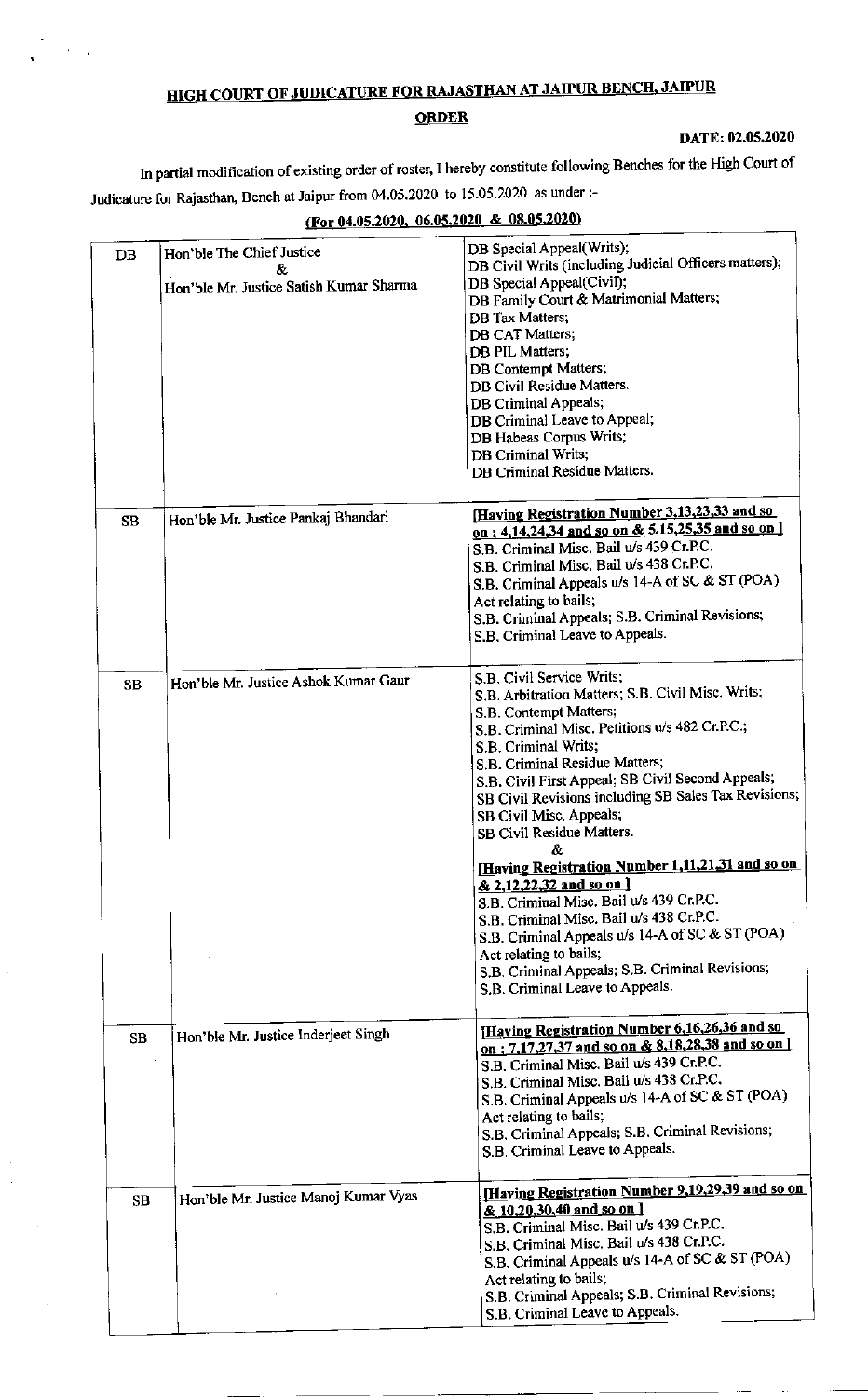# HIGH COURT OF JUDICATURE FOR RAJASTHAN AT JAIPUR BENCH, JAIPUR

## ORDER

**DATE: 02.05.2020**

In partial modification of existing order of roster, I hereby constitute following Benches for the High Court of Judicature for Rajasthan, Bench at Jaipur from 04.05.2020 to 15.05.2020 as under :-

**(For 04.05.2020, 06.05.2020 & 08.05.2020)**

| | | |
|---|---|---|
| DB | Hon'ble The Chief Justice<br>&<br>Hon'ble Mr. Justice Satish Kumar Sharma | DB Special Appeal(Writs);<br>DB Civil Writs (including Judicial Officers matters);<br>DB Special Appeal(Civil);<br>DB Family Court & Matrimonial Matters;<br>DB Tax Matters;<br>DB CAT Matters;<br>DB PIL Matters;<br>DB Contempt Matters;<br>DB Civil Residue Matters.<br>DB Criminal Appeals;<br>DB Criminal Leave to Appeal;<br>DB Habeas Corpus Writs;<br>DB Criminal Writs;<br>DB Criminal Residue Matters. |
| SB | Hon'ble Mr. Justice Pankaj Bhandari | **[Having Registration Number 3,13,23,33 and so on ; 4,14,24,34 and so on & 5,15,25,35 and so on ]**<br>S.B. Criminal Misc. Bail u/s 439 Cr.P.C.<br>S.B. Criminal Misc. Bail u/s 438 Cr.P.C.<br>S.B. Criminal Appeals u/s 14-A of SC & ST (POA) Act relating to bails;<br>S.B. Criminal Appeals; S.B. Criminal Revisions;<br>S.B. Criminal Leave to Appeals. |
| SB | Hon'ble Mr. Justice Ashok Kumar Gaur | S.B. Civil Service Writs;<br>S.B. Arbitration Matters; S.B. Civil Misc. Writs;<br>S.B. Contempt Matters;<br>S.B. Criminal Misc. Petitions u/s 482 Cr.P.C.;<br>S.B. Criminal Writs;<br>S.B. Criminal Residue Matters;<br>S.B. Civil First Appeal; SB Civil Second Appeals;<br>SB Civil Revisions including SB Sales Tax Revisions;<br>SB Civil Misc. Appeals;<br>SB Civil Residue Matters.<br>&<br>**[Having Registration Number 1,11,21,31 and so on & 2,12,22,32 and so on ]**<br>S.B. Criminal Misc. Bail u/s 439 Cr.P.C.<br>S.B. Criminal Misc. Bail u/s 438 Cr.P.C.<br>S.B. Criminal Appeals u/s 14-A of SC & ST (POA) Act relating to bails;<br>S.B. Criminal Appeals; S.B. Criminal Revisions;<br>S.B. Criminal Leave to Appeals. |
| SB | Hon'ble Mr. Justice Inderjeet Singh | **[Having Registration Number 6,16,26,36 and so on ; 7,17,27,37 and so on & 8,18,28,38 and so on ]**<br>S.B. Criminal Misc. Bail u/s 439 Cr.P.C.<br>S.B. Criminal Misc. Bail u/s 438 Cr.P.C.<br>S.B. Criminal Appeals u/s 14-A of SC & ST (POA) Act relating to bails;<br>S.B. Criminal Appeals; S.B. Criminal Revisions;<br>S.B. Criminal Leave to Appeals. |
| SB | Hon'ble Mr. Justice Manoj Kumar Vyas | **[Having Registration Number 9,19,29,39 and so on & 10,20,30,40 and so on ]**<br>S.B. Criminal Misc. Bail u/s 439 Cr.P.C.<br>S.B. Criminal Misc. Bail u/s 438 Cr.P.C.<br>S.B. Criminal Appeals u/s 14-A of SC & ST (POA) Act relating to bails;<br>S.B. Criminal Appeals; S.B. Criminal Revisions;<br>S.B. Criminal Leave to Appeals. |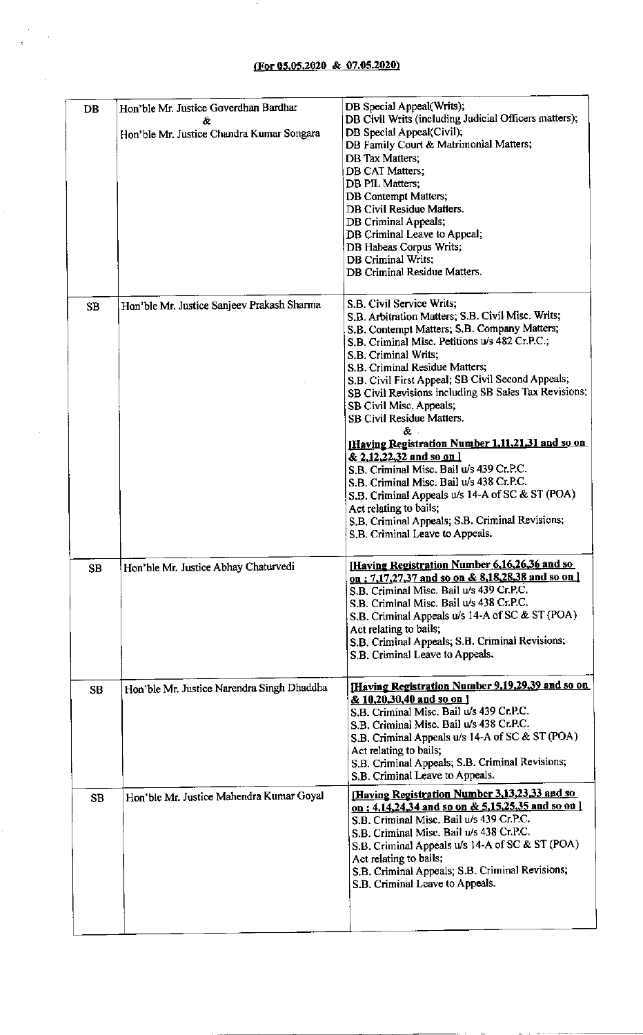**(For 05.05.2020 & 07.05.2020)**

| | | |
|---|---|---|
| DB | Hon'ble Mr. Justice Goverdhan Bardhar<br>&<br>Hon'ble Mr. Justice Chandra Kumar Songara | DB Special Appeal(Writs);<br>DB Civil Writs (including Judicial Officers matters);<br>DB Special Appeal(Civil);<br>DB Family Court & Matrimonial Matters;<br>DB Tax Matters;<br>DB CAT Matters;<br>DB PIL Matters;<br>DB Contempt Matters;<br>DB Civil Residue Matters.<br>DB Criminal Appeals;<br>DB Criminal Leave to Appeal;<br>DB Habeas Corpus Writs;<br>DB Criminal Writs;<br>DB Criminal Residue Matters. |
| SB | Hon'ble Mr. Justice Sanjeev Prakash Sharma | S.B. Civil Service Writs;<br>S.B. Arbitration Matters; S.B. Civil Misc. Writs;<br>S.B. Contempt Matters; S.B. Company Matters;<br>S.B. Criminal Misc. Petitions u/s 482 Cr.P.C.;<br>S.B. Criminal Writs;<br>S.B. Criminal Residue Matters;<br>S.B. Civil First Appeal; SB Civil Second Appeals;<br>SB Civil Revisions including SB Sales Tax Revisions;<br>SB Civil Misc. Appeals;<br>SB Civil Residue Matters.<br>&<br>**[Having Registration Number 1,11,21,31 and so on & 2,12,22,32 and so on ]**<br>S.B. Criminal Misc. Bail u/s 439 Cr.P.C.<br>S.B. Criminal Misc. Bail u/s 438 Cr.P.C.<br>S.B. Criminal Appeals u/s 14-A of SC & ST (POA) Act relating to bails;<br>S.B. Criminal Appeals; S.B. Criminal Revisions;<br>S.B. Criminal Leave to Appeals. |
| SB | Hon'ble Mr. Justice Abhay Chaturvedi | **[Having Registration Number 6,16,26,36 and so on ; 7,17,27,37 and so on & 8,18,28,38 and so on ]**<br>S.B. Criminal Misc. Bail u/s 439 Cr.P.C.<br>S.B. Criminal Misc. Bail u/s 438 Cr.P.C.<br>S.B. Criminal Appeals u/s 14-A of SC & ST (POA) Act relating to bails;<br>S.B. Criminal Appeals; S.B. Criminal Revisions;<br>S.B. Criminal Leave to Appeals. |
| SB | Hon'ble Mr. Justice Narendra Singh Dhaddha | **[Having Registration Number 9,19,29,39 and so on & 10,20,30,40 and so on ]**<br>S.B. Criminal Misc. Bail u/s 439 Cr.P.C.<br>S.B. Criminal Misc. Bail u/s 438 Cr.P.C.<br>S.B. Criminal Appeals u/s 14-A of SC & ST (POA) Act relating to bails;<br>S.B. Criminal Appeals; S.B. Criminal Revisions;<br>S.B. Criminal Leave to Appeals. |
| SB | Hon'ble Mr. Justice Mahendra Kumar Goyal | **[Having Registration Number 3,13,23,33 and so on ; 4,14,24,34 and so on & 5,15,25,35 and so on ]**<br>S.B. Criminal Misc. Bail u/s 439 Cr.P.C.<br>S.B. Criminal Misc. Bail u/s 438 Cr.P.C.<br>S.B. Criminal Appeals u/s 14-A of SC & ST (POA) Act relating to bails;<br>S.B. Criminal Appeals; S.B. Criminal Revisions;<br>S.B. Criminal Leave to Appeals. |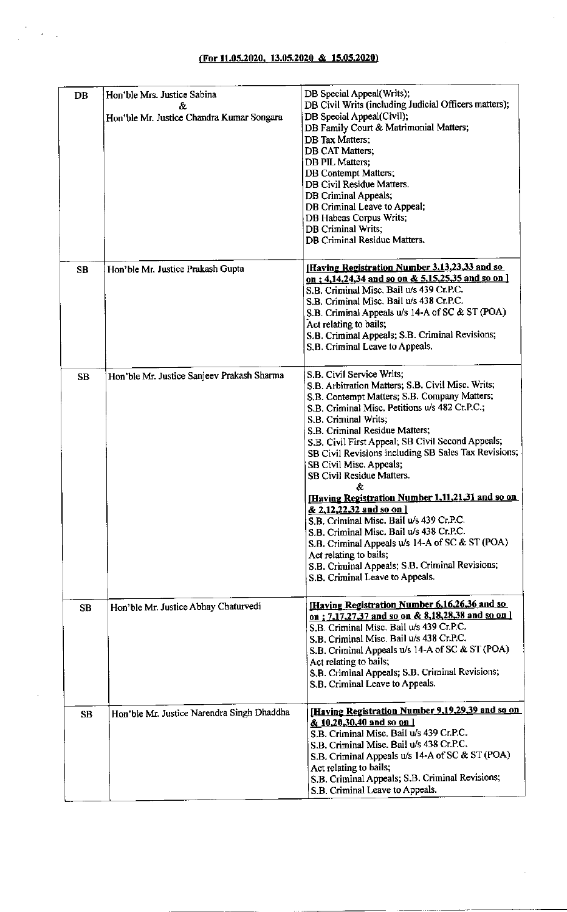**(For 11.05.2020, 13.05.2020 & 15.05.2020)**

| | | |
|---|---|---|
| DB | Hon'ble Mrs. Justice Sabina<br>&<br>Hon'ble Mr. Justice Chandra Kumar Songara | DB Special Appeal(Writs);<br>DB Civil Writs (including Judicial Officers matters);<br>DB Special Appeal(Civil);<br>DB Family Court & Matrimonial Matters;<br>DB Tax Matters;<br>DB CAT Matters;<br>DB PIL Matters;<br>DB Contempt Matters;<br>DB Civil Residue Matters.<br>DB Criminal Appeals;<br>DB Criminal Leave to Appeal;<br>DB Habeas Corpus Writs;<br>DB Criminal Writs;<br>DB Criminal Residue Matters. |
| SB | Hon'ble Mr. Justice Prakash Gupta | **[Having Registration Number 3,13,23,33 and so on ; 4,14,24,34 and so on & 5,15,25,35 and so on ]**<br>S.B. Criminal Misc. Bail u/s 439 Cr.P.C.<br>S.B. Criminal Misc. Bail u/s 438 Cr.P.C.<br>S.B. Criminal Appeals u/s 14-A of SC & ST (POA) Act relating to bails;<br>S.B. Criminal Appeals; S.B. Criminal Revisions;<br>S.B. Criminal Leave to Appeals. |
| SB | Hon'ble Mr. Justice Sanjeev Prakash Sharma | S.B. Civil Service Writs;<br>S.B. Arbitration Matters; S.B. Civil Misc. Writs;<br>S.B. Contempt Matters; S.B. Company Matters;<br>S.B. Criminal Misc. Petitions u/s 482 Cr.P.C.;<br>S.B. Criminal Writs;<br>S.B. Criminal Residue Matters;<br>S.B. Civil First Appeal; SB Civil Second Appeals;<br>SB Civil Revisions including SB Sales Tax Revisions;<br>SB Civil Misc. Appeals;<br>SB Civil Residue Matters.<br>&<br>**[Having Registration Number 1,11,21,31 and so on & 2,12,22,32 and so on ]**<br>S.B. Criminal Misc. Bail u/s 439 Cr.P.C.<br>S.B. Criminal Misc. Bail u/s 438 Cr.P.C.<br>S.B. Criminal Appeals u/s 14-A of SC & ST (POA) Act relating to bails;<br>S.B. Criminal Appeals; S.B. Criminal Revisions;<br>S.B. Criminal Leave to Appeals. |
| SB | Hon'ble Mr. Justice Abhay Chaturvedi | **[Having Registration Number 6,16,26,36 and so on ; 7,17,27,37 and so on & 8,18,28,38 and so on ]**<br>S.B. Criminal Misc. Bail u/s 439 Cr.P.C.<br>S.B. Criminal Misc. Bail u/s 438 Cr.P.C.<br>S.B. Criminal Appeals u/s 14-A of SC & ST (POA) Act relating to bails;<br>S.B. Criminal Appeals; S.B. Criminal Revisions;<br>S.B. Criminal Leave to Appeals. |
| SB | Hon'ble Mr. Justice Narendra Singh Dhaddha | **[Having Registration Number 9,19,29,39 and so on & 10,20,30,40 and so on ]**<br>S.B. Criminal Misc. Bail u/s 439 Cr.P.C.<br>S.B. Criminal Misc. Bail u/s 438 Cr.P.C.<br>S.B. Criminal Appeals u/s 14-A of SC & ST (POA) Act relating to bails;<br>S.B. Criminal Appeals; S.B. Criminal Revisions;<br>S.B. Criminal Leave to Appeals. |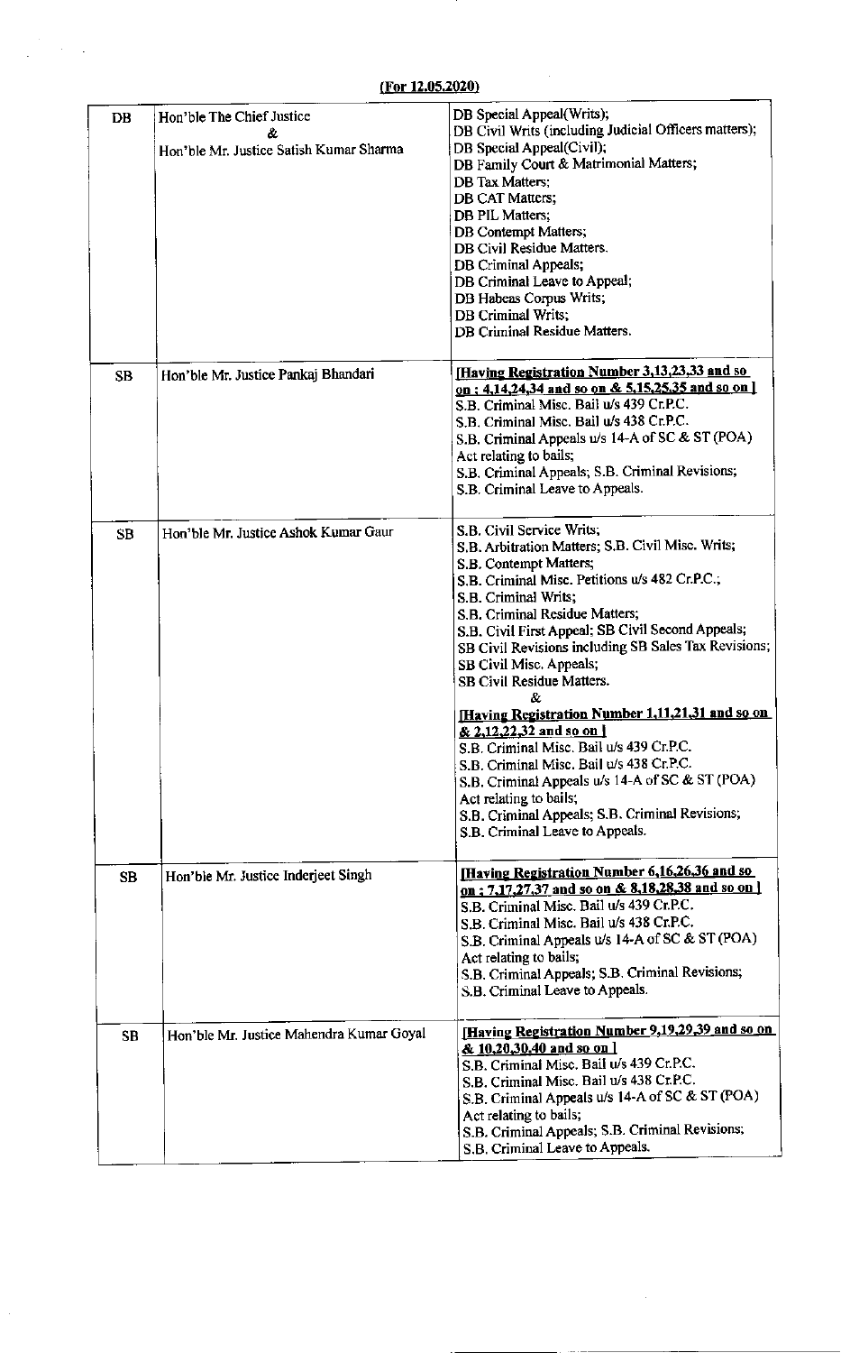**(For 12.05.2020)**

| | | |
|---|---|---|
| DB | Hon'ble The Chief Justice<br>&<br>Hon'ble Mr. Justice Satish Kumar Sharma | DB Special Appeal(Writs);<br>DB Civil Writs (including Judicial Officers matters);<br>DB Special Appeal(Civil);<br>DB Family Court & Matrimonial Matters;<br>DB Tax Matters;<br>DB CAT Matters;<br>DB PIL Matters;<br>DB Contempt Matters;<br>DB Civil Residue Matters.<br>DB Criminal Appeals;<br>DB Criminal Leave to Appeal;<br>DB Habeas Corpus Writs;<br>DB Criminal Writs;<br>DB Criminal Residue Matters. |
| SB | Hon'ble Mr. Justice Pankaj Bhandari | **[Having Registration Number 3,13,23,33 and so on ; 4,14,24,34 and so on & 5,15,25,35 and so on ]**<br>S.B. Criminal Misc. Bail u/s 439 Cr.P.C.<br>S.B. Criminal Misc. Bail u/s 438 Cr.P.C.<br>S.B. Criminal Appeals u/s 14-A of SC & ST (POA) Act relating to bails;<br>S.B. Criminal Appeals; S.B. Criminal Revisions;<br>S.B. Criminal Leave to Appeals. |
| SB | Hon'ble Mr. Justice Ashok Kumar Gaur | S.B. Civil Service Writs;<br>S.B. Arbitration Matters; S.B. Civil Misc. Writs;<br>S.B. Contempt Matters;<br>S.B. Criminal Misc. Petitions u/s 482 Cr.P.C.;<br>S.B. Criminal Writs;<br>S.B. Criminal Residue Matters;<br>S.B. Civil First Appeal; SB Civil Second Appeals;<br>SB Civil Revisions including SB Sales Tax Revisions;<br>SB Civil Misc. Appeals;<br>SB Civil Residue Matters.<br>&<br>**[Having Registration Number 1,11,21,31 and so on & 2,12,22,32 and so on ]**<br>S.B. Criminal Misc. Bail u/s 439 Cr.P.C.<br>S.B. Criminal Misc. Bail u/s 438 Cr.P.C.<br>S.B. Criminal Appeals u/s 14-A of SC & ST (POA) Act relating to bails;<br>S.B. Criminal Appeals; S.B. Criminal Revisions;<br>S.B. Criminal Leave to Appeals. |
| SB | Hon'ble Mr. Justice Inderjeet Singh | **[Having Registration Number 6,16,26,36 and so on ; 7,17,27,37 and so on & 8,18,28,38 and so on ]**<br>S.B. Criminal Misc. Bail u/s 439 Cr.P.C.<br>S.B. Criminal Misc. Bail u/s 438 Cr.P.C.<br>S.B. Criminal Appeals u/s 14-A of SC & ST (POA) Act relating to bails;<br>S.B. Criminal Appeals; S.B. Criminal Revisions;<br>S.B. Criminal Leave to Appeals. |
| SB | Hon'ble Mr. Justice Mahendra Kumar Goyal | **[Having Registration Number 9,19,29,39 and so on & 10,20,30,40 and so on ]**<br>S.B. Criminal Misc. Bail u/s 439 Cr.P.C.<br>S.B. Criminal Misc. Bail u/s 438 Cr.P.C.<br>S.B. Criminal Appeals u/s 14-A of SC & ST (POA) Act relating to bails;<br>S.B. Criminal Appeals; S.B. Criminal Revisions;<br>S.B. Criminal Leave to Appeals. |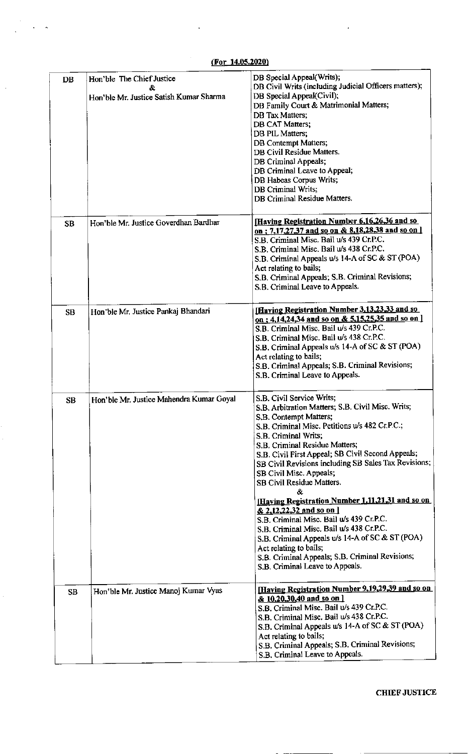**(For 14.05.2020)**

| | | |
|---|---|---|
| DB | Hon'ble The Chief Justice<br>&<br>Hon'ble Mr. Justice Satish Kumar Sharma | DB Special Appeal(Writs);<br>DB Civil Writs (including Judicial Officers matters);<br>DB Special Appeal(Civil);<br>DB Family Court & Matrimonial Matters;<br>DB Tax Matters;<br>DB CAT Matters;<br>DB PIL Matters;<br>DB Contempt Matters;<br>DB Civil Residue Matters.<br>DB Criminal Appeals;<br>DB Criminal Leave to Appeal;<br>DB Habeas Corpus Writs;<br>DB Criminal Writs;<br>DB Criminal Residue Matters. |
| SB | Hon'ble Mr. Justice Goverdhan Bardhar | **[Having Registration Number 6,16,26,36 and so on ; 7,17,27,37 and so on & 8,18,28,38 and so on ]**<br>S.B. Criminal Misc. Bail u/s 439 Cr.P.C.<br>S.B. Criminal Misc. Bail u/s 438 Cr.P.C.<br>S.B. Criminal Appeals u/s 14-A of SC & ST (POA) Act relating to bails;<br>S.B. Criminal Appeals; S.B. Criminal Revisions;<br>S.B. Criminal Leave to Appeals. |
| SB | Hon'ble Mr. Justice Pankaj Bhandari | **[Having Registration Number 3,13,23,33 and so on ; 4,14,24,34 and so on & 5,15,25,35 and so on ]**<br>S.B. Criminal Misc. Bail u/s 439 Cr.P.C.<br>S.B. Criminal Misc. Bail u/s 438 Cr.P.C.<br>S.B. Criminal Appeals u/s 14-A of SC & ST (POA) Act relating to bails;<br>S.B. Criminal Appeals; S.B. Criminal Revisions;<br>S.B. Criminal Leave to Appeals. |
| SB | Hon'ble Mr. Justice Mahendra Kumar Goyal | S.B. Civil Service Writs;<br>S.B. Arbitration Matters; S.B. Civil Misc. Writs;<br>S.B. Contempt Matters;<br>S.B. Criminal Misc. Petitions u/s 482 Cr.P.C.;<br>S.B. Criminal Writs;<br>S.B. Criminal Residue Matters;<br>S.B. Civil First Appeal; SB Civil Second Appeals;<br>SB Civil Revisions including SB Sales Tax Revisions;<br>SB Civil Misc. Appeals;<br>SB Civil Residue Matters.<br>&<br>**[Having Registration Number 1,11,21,31 and so on & 2,12,22,32 and so on ]**<br>S.B. Criminal Misc. Bail u/s 439 Cr.P.C.<br>S.B. Criminal Misc. Bail u/s 438 Cr.P.C.<br>S.B. Criminal Appeals u/s 14-A of SC & ST (POA) Act relating to bails;<br>S.B. Criminal Appeals; S.B. Criminal Revisions;<br>S.B. Criminal Leave to Appeals. |
| SB | Hon'ble Mr. Justice Manoj Kumar Vyas | **[Having Registration Number 9,19,29,39 and so on & 10,20,30,40 and so on ]**<br>S.B. Criminal Misc. Bail u/s 439 Cr.P.C.<br>S.B. Criminal Misc. Bail u/s 438 Cr.P.C.<br>S.B. Criminal Appeals u/s 14-A of SC & ST (POA) Act relating to bails;<br>S.B. Criminal Appeals; S.B. Criminal Revisions;<br>S.B. Criminal Leave to Appeals. |

**CHIEF JUSTICE**